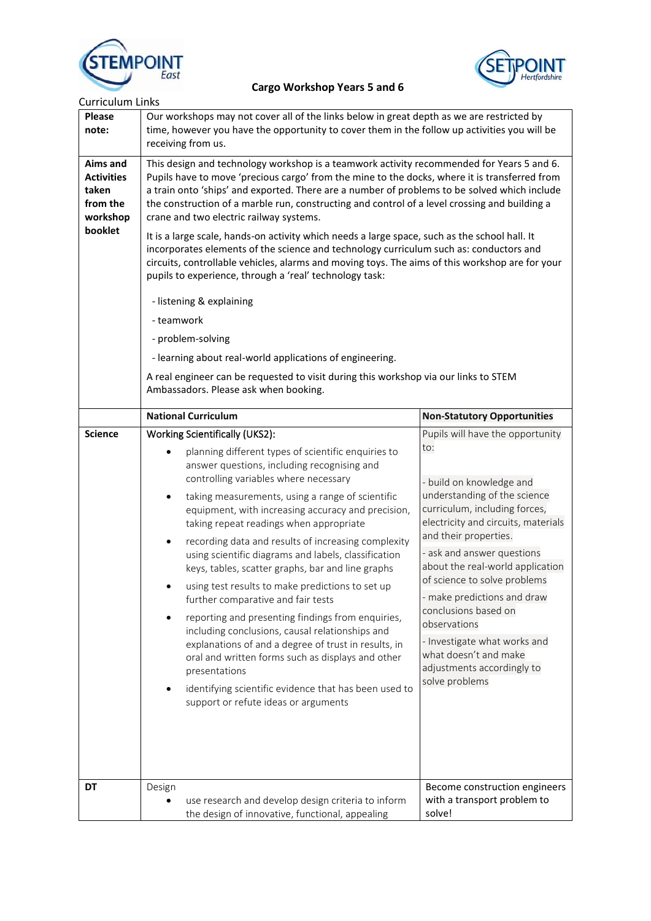# Cargo Workshop Years 5 and 6

Curriculum Links

| | | |
|---|---|---|
| **Please note:** | Our workshops may not cover all of the links below in great depth as we are restricted by time, however you have the opportunity to cover them in the follow up activities you will be receiving from us. | |
| **Aims and Activities taken from the workshop booklet** | This design and technology workshop is a teamwork activity recommended for Years 5 and 6. Pupils have to move 'precious cargo' from the mine to the docks, where it is transferred from a train onto 'ships' and exported. There are a number of problems to be solved which include the construction of a marble run, constructing and control of a level crossing and building a crane and two electric railway systems.<br><br>It is a large scale, hands-on activity which needs a large space, such as the school hall. It incorporates elements of the science and technology curriculum such as: conductors and circuits, controllable vehicles, alarms and moving toys. The aims of this workshop are for your pupils to experience, through a 'real' technology task:<br><br>- listening & explaining<br>- teamwork<br>- problem-solving<br>- learning about real-world applications of engineering.<br><br>A real engineer can be requested to visit during this workshop via our links to STEM Ambassadors. Please ask when booking. | |
| | **National Curriculum** | **Non-Statutory Opportunities** |
| **Science** | Working Scientifically (UKS2):<br>• planning different types of scientific enquiries to answer questions, including recognising and controlling variables where necessary<br>• taking measurements, using a range of scientific equipment, with increasing accuracy and precision, taking repeat readings when appropriate<br>• recording data and results of increasing complexity using scientific diagrams and labels, classification keys, tables, scatter graphs, bar and line graphs<br>• using test results to make predictions to set up further comparative and fair tests<br>• reporting and presenting findings from enquiries, including conclusions, causal relationships and explanations of and a degree of trust in results, in oral and written forms such as displays and other presentations<br>• identifying scientific evidence that has been used to support or refute ideas or arguments | Pupils will have the opportunity to:<br><br>- build on knowledge and understanding of the science curriculum, including forces, electricity and circuits, materials and their properties.<br>- ask and answer questions about the real-world application of science to solve problems<br>- make predictions and draw conclusions based on observations<br>- Investigate what works and what doesn't and make adjustments accordingly to solve problems |
| **DT** | Design<br>• use research and develop design criteria to inform the design of innovative, functional, appealing | Become construction engineers with a transport problem to solve! |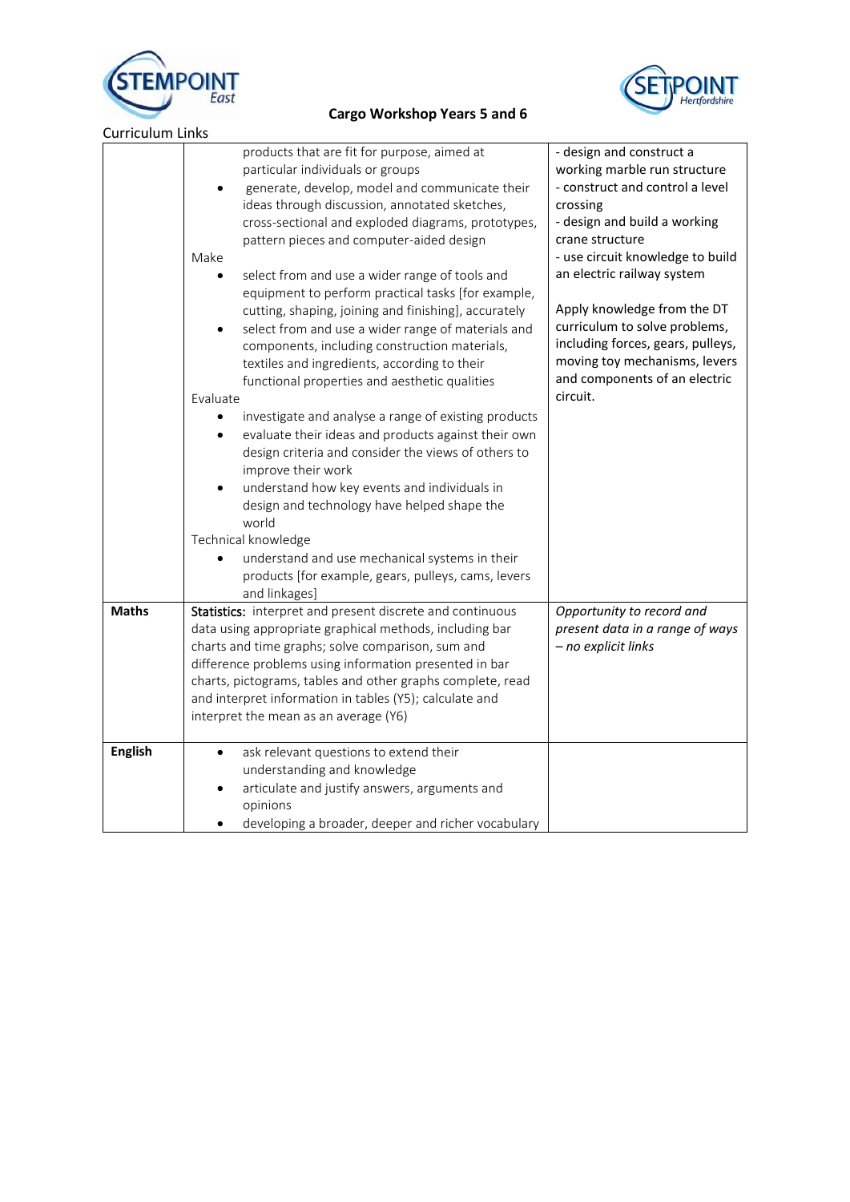**Cargo Workshop Years 5 and 6**

Curriculum Links

| | | |
|---|---|---|
| | products that are fit for purpose, aimed at particular individuals or groups<br>• generate, develop, model and communicate their ideas through discussion, annotated sketches, cross-sectional and exploded diagrams, prototypes, pattern pieces and computer-aided design<br>Make<br>• select from and use a wider range of tools and equipment to perform practical tasks [for example, cutting, shaping, joining and finishing], accurately<br>• select from and use a wider range of materials and components, including construction materials, textiles and ingredients, according to their functional properties and aesthetic qualities<br>Evaluate<br>• investigate and analyse a range of existing products<br>• evaluate their ideas and products against their own design criteria and consider the views of others to improve their work<br>• understand how key events and individuals in design and technology have helped shape the world<br>Technical knowledge<br>• understand and use mechanical systems in their products [for example, gears, pulleys, cams, levers and linkages] | - design and construct a working marble run structure<br>- construct and control a level crossing<br>- design and build a working crane structure<br>- use circuit knowledge to build an electric railway system<br><br>Apply knowledge from the DT curriculum to solve problems, including forces, gears, pulleys, moving toy mechanisms, levers and components of an electric circuit. |
| **Maths** | Statistics: interpret and present discrete and continuous data using appropriate graphical methods, including bar charts and time graphs; solve comparison, sum and difference problems using information presented in bar charts, pictograms, tables and other graphs complete, read and interpret information in tables (Y5); calculate and interpret the mean as an average (Y6) | *Opportunity to record and present data in a range of ways – no explicit links* |
| **English** | • ask relevant questions to extend their understanding and knowledge<br>• articulate and justify answers, arguments and opinions<br>• developing a broader, deeper and richer vocabulary | |